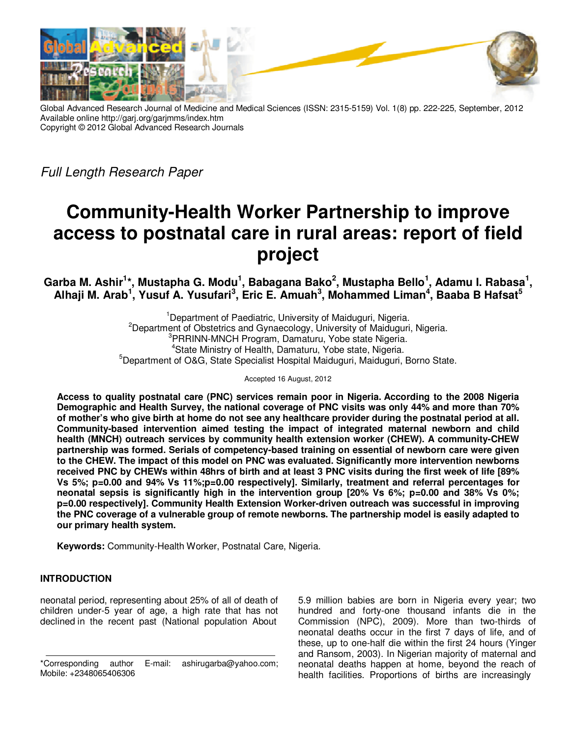*Full Length Research Paper*

# Community-Health Worker Partnership to improve access to postnatal care in rural areas: report of field project

**Garba M. Ashir[1]*, Mustapha G. Modu[1], Babagana Bako[2], Mustapha Bello[1], Adamu I. Rabasa[1], Alhaji M. Arab[1], Yusuf A. Yusufari[3], Eric E. Amuah[3], Mohammed Liman[4], Baaba B Hafsat[5]**

[1]Department of Paediatric, University of Maiduguri, Nigeria.
[2]Department of Obstetrics and Gynaecology, University of Maiduguri, Nigeria.
[3]PRRINN-MNCH Program, Damaturu, Yobe state Nigeria.
[4]State Ministry of Health, Damaturu, Yobe state, Nigeria.
[5]Department of O&G, State Specialist Hospital Maiduguri, Maiduguri, Borno State.

Accepted 16 August, 2012

**Access to quality postnatal care (PNC) services remain poor in Nigeria. According to the 2008 Nigeria Demographic and Health Survey, the national coverage of PNC visits was only 44% and more than 70% of mother's who give birth at home do not see any healthcare provider during the postnatal period at all. Community-based intervention aimed testing the impact of integrated maternal newborn and child health (MNCH) outreach services by community health extension worker (CHEW). A community-CHEW partnership was formed. Serials of competency-based training on essential of newborn care were given to the CHEW. The impact of this model on PNC was evaluated. Significantly more intervention newborns received PNC by CHEWs within 48hrs of birth and at least 3 PNC visits during the first week of life [89% Vs 5%; p=0.00 and 94% Vs 11%;p=0.00 respectively]. Similarly, treatment and referral percentages for neonatal sepsis is significantly high in the intervention group [20% Vs 6%; p=0.00 and 38% Vs 0%; p=0.00 respectively]. Community Health Extension Worker-driven outreach was successful in improving the PNC coverage of a vulnerable group of remote newborns. The partnership model is easily adapted to our primary health system.**

**Keywords:** Community-Health Worker, Postnatal Care, Nigeria.

## INTRODUCTION

neonatal period, representing about 25% of all of death of children under-5 year of age, a high rate that has not declined in the recent past (National population About

5.9 million babies are born in Nigeria every year; two hundred and forty-one thousand infants die in the Commission (NPC), 2009). More than two-thirds of neonatal deaths occur in the first 7 days of life, and of these, up to one-half die within the first 24 hours (Yinger and Ransom, 2003). In Nigerian majority of maternal and neonatal deaths happen at home, beyond the reach of health facilities. Proportions of births are increasingly

*Corresponding author E-mail: ashirugarba@yahoo.com; Mobile: +2348065406306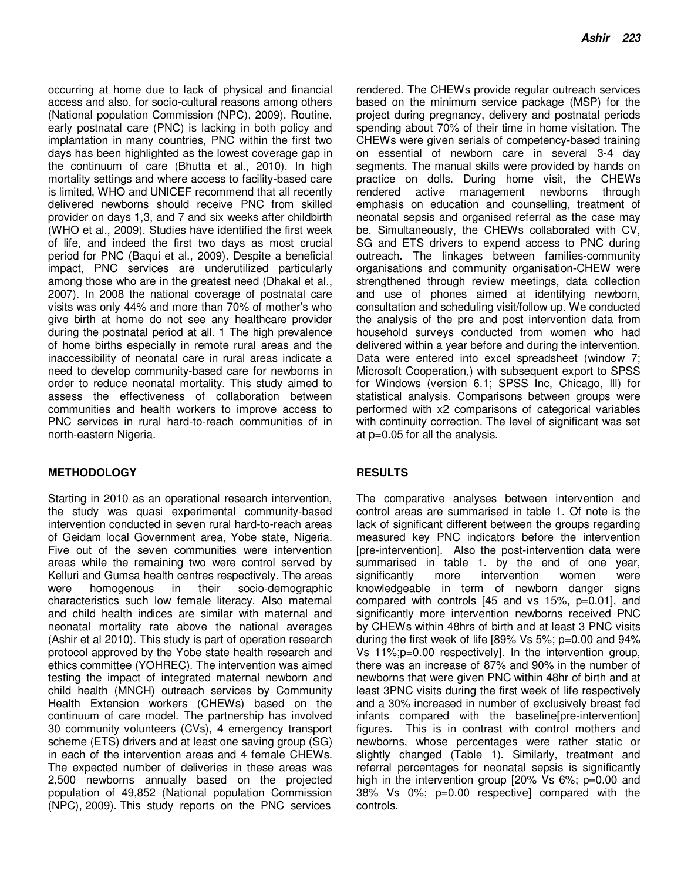occurring at home due to lack of physical and financial access and also, for socio-cultural reasons among others (National population Commission (NPC), 2009). Routine, early postnatal care (PNC) is lacking in both policy and implantation in many countries, PNC within the first two days has been highlighted as the lowest coverage gap in the continuum of care (Bhutta et al., 2010). In high mortality settings and where access to facility-based care is limited, WHO and UNICEF recommend that all recently delivered newborns should receive PNC from skilled provider on days 1,3, and 7 and six weeks after childbirth (WHO et al., 2009). Studies have identified the first week of life, and indeed the first two days as most crucial period for PNC (Baqui et al., 2009). Despite a beneficial impact, PNC services are underutilized particularly among those who are in the greatest need (Dhakal et al., 2007). In 2008 the national coverage of postnatal care visits was only 44% and more than 70% of mother's who give birth at home do not see any healthcare provider during the postnatal period at all. 1 The high prevalence of home births especially in remote rural areas and the inaccessibility of neonatal care in rural areas indicate a need to develop community-based care for newborns in order to reduce neonatal mortality. This study aimed to assess the effectiveness of collaboration between communities and health workers to improve access to PNC services in rural hard-to-reach communities of in north-eastern Nigeria.

## METHODOLOGY

Starting in 2010 as an operational research intervention, the study was quasi experimental community-based intervention conducted in seven rural hard-to-reach areas of Geidam local Government area, Yobe state, Nigeria. Five out of the seven communities were intervention areas while the remaining two were control served by Kelluri and Gumsa health centres respectively. The areas were homogenous in their socio-demographic characteristics such low female literacy. Also maternal and child health indices are similar with maternal and neonatal mortality rate above the national averages (Ashir et al 2010). This study is part of operation research protocol approved by the Yobe state health research and ethics committee (YOHREC). The intervention was aimed testing the impact of integrated maternal newborn and child health (MNCH) outreach services by Community Health Extension workers (CHEWs) based on the continuum of care model. The partnership has involved 30 community volunteers (CVs), 4 emergency transport scheme (ETS) drivers and at least one saving group (SG) in each of the intervention areas and 4 female CHEWs. The expected number of deliveries in these areas was 2,500 newborns annually based on the projected population of 49,852 (National population Commission (NPC), 2009). This study reports on the PNC services rendered. The CHEWs provide regular outreach services based on the minimum service package (MSP) for the project during pregnancy, delivery and postnatal periods spending about 70% of their time in home visitation. The CHEWs were given serials of competency-based training on essential of newborn care in several 3-4 day segments. The manual skills were provided by hands on practice on dolls. During home visit, the CHEWs rendered active management newborns through emphasis on education and counselling, treatment of neonatal sepsis and organised referral as the case may be. Simultaneously, the CHEWs collaborated with CV, SG and ETS drivers to expend access to PNC during outreach. The linkages between families-community organisations and community organisation-CHEW were strengthened through review meetings, data collection and use of phones aimed at identifying newborn, consultation and scheduling visit/follow up. We conducted the analysis of the pre and post intervention data from household surveys conducted from women who had delivered within a year before and during the intervention. Data were entered into excel spreadsheet (window 7; Microsoft Cooperation,) with subsequent export to SPSS for Windows (version 6.1; SPSS Inc, Chicago, Ill) for statistical analysis. Comparisons between groups were performed with x2 comparisons of categorical variables with continuity correction. The level of significant was set at p=0.05 for all the analysis.

## RESULTS

The comparative analyses between intervention and control areas are summarised in table 1. Of note is the lack of significant different between the groups regarding measured key PNC indicators before the intervention [pre-intervention]. Also the post-intervention data were summarised in table 1. by the end of one year, significantly more intervention women were knowledgeable in term of newborn danger signs compared with controls [45 and vs 15%, p=0.01], and significantly more intervention newborns received PNC by CHEWs within 48hrs of birth and at least 3 PNC visits during the first week of life [89% Vs 5%; p=0.00 and 94% Vs 11%;p=0.00 respectively]. In the intervention group, there was an increase of 87% and 90% in the number of newborns that were given PNC within 48hr of birth and at least 3PNC visits during the first week of life respectively and a 30% increased in number of exclusively breast fed infants compared with the baseline[pre-intervention] figures. This is in contrast with control mothers and newborns, whose percentages were rather static or slightly changed (Table 1). Similarly, treatment and referral percentages for neonatal sepsis is significantly high in the intervention group [20% Vs 6%; p=0.00 and 38% Vs 0%; p=0.00 respective] compared with the controls.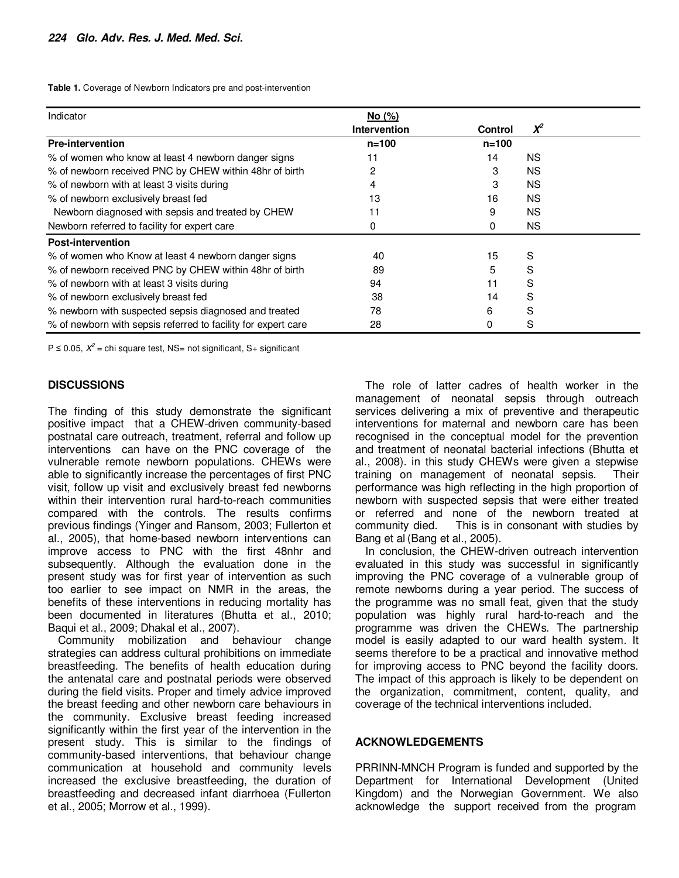**Table 1.** Coverage of Newborn Indicators pre and post-intervention

| Indicator | No (%) | | |
|---|---|---|---|
| | Intervention | Control | $X^2$ |
| **Pre-intervention** | **n=100** | **n=100** | |
| % of women who know at least 4 newborn danger signs | 11 | 14 | NS |
| % of newborn received PNC by CHEW within 48hr of birth | 2 | 3 | NS |
| % of newborn with at least 3 visits during | 4 | 3 | NS |
| % of newborn exclusively breast fed | 13 | 16 | NS |
| Newborn diagnosed with sepsis and treated by CHEW | 11 | 9 | NS |
| Newborn referred to facility for expert care | 0 | 0 | NS |
| **Post-intervention** | | | |
| % of women who Know at least 4 newborn danger signs | 40 | 15 | S |
| % of newborn received PNC by CHEW within 48hr of birth | 89 | 5 | S |
| % of newborn with at least 3 visits during | 94 | 11 | S |
| % of newborn exclusively breast fed | 38 | 14 | S |
| % newborn with suspected sepsis diagnosed and treated | 78 | 6 | S |
| % of newborn with sepsis referred to facility for expert care | 28 | 0 | S |

$P \leq 0.05$, $X^2$ = chi square test, NS= not significant, S+ significant

## DISCUSSIONS

The finding of this study demonstrate the significant positive impact that a CHEW-driven community-based postnatal care outreach, treatment, referral and follow up interventions can have on the PNC coverage of the vulnerable remote newborn populations. CHEWs were able to significantly increase the percentages of first PNC visit, follow up visit and exclusively breast fed newborns within their intervention rural hard-to-reach communities compared with the controls. The results confirms previous findings (Yinger and Ransom, 2003; Fullerton et al., 2005), that home-based newborn interventions can improve access to PNC with the first 48nhr and subsequently. Although the evaluation done in the present study was for first year of intervention as such too earlier to see impact on NMR in the areas, the benefits of these interventions in reducing mortality has been documented in literatures (Bhutta et al., 2010; Baqui et al., 2009; Dhakal et al., 2007).

Community mobilization and behaviour change strategies can address cultural prohibitions on immediate breastfeeding. The benefits of health education during the antenatal care and postnatal periods were observed during the field visits. Proper and timely advice improved the breast feeding and other newborn care behaviours in the community. Exclusive breast feeding increased significantly within the first year of the intervention in the present study. This is similar to the findings of community-based interventions, that behaviour change communication at household and community levels increased the exclusive breastfeeding, the duration of breastfeeding and decreased infant diarrhoea (Fullerton et al., 2005; Morrow et al., 1999).

The role of latter cadres of health worker in the management of neonatal sepsis through outreach services delivering a mix of preventive and therapeutic interventions for maternal and newborn care has been recognised in the conceptual model for the prevention and treatment of neonatal bacterial infections (Bhutta et al., 2008). in this study CHEWs were given a stepwise training on management of neonatal sepsis. Their performance was high reflecting in the high proportion of newborn with suspected sepsis that were either treated or referred and none of the newborn treated at community died. This is in consonant with studies by Bang et al (Bang et al., 2005).

In conclusion, the CHEW-driven outreach intervention evaluated in this study was successful in significantly improving the PNC coverage of a vulnerable group of remote newborns during a year period. The success of the programme was no small feat, given that the study population was highly rural hard-to-reach and the programme was driven the CHEWs. The partnership model is easily adapted to our ward health system. It seems therefore to be a practical and innovative method for improving access to PNC beyond the facility doors. The impact of this approach is likely to be dependent on the organization, commitment, content, quality, and coverage of the technical interventions included.

## ACKNOWLEDGEMENTS

PRRINN-MNCH Program is funded and supported by the Department for International Development (United Kingdom) and the Norwegian Government. We also acknowledge the support received from the program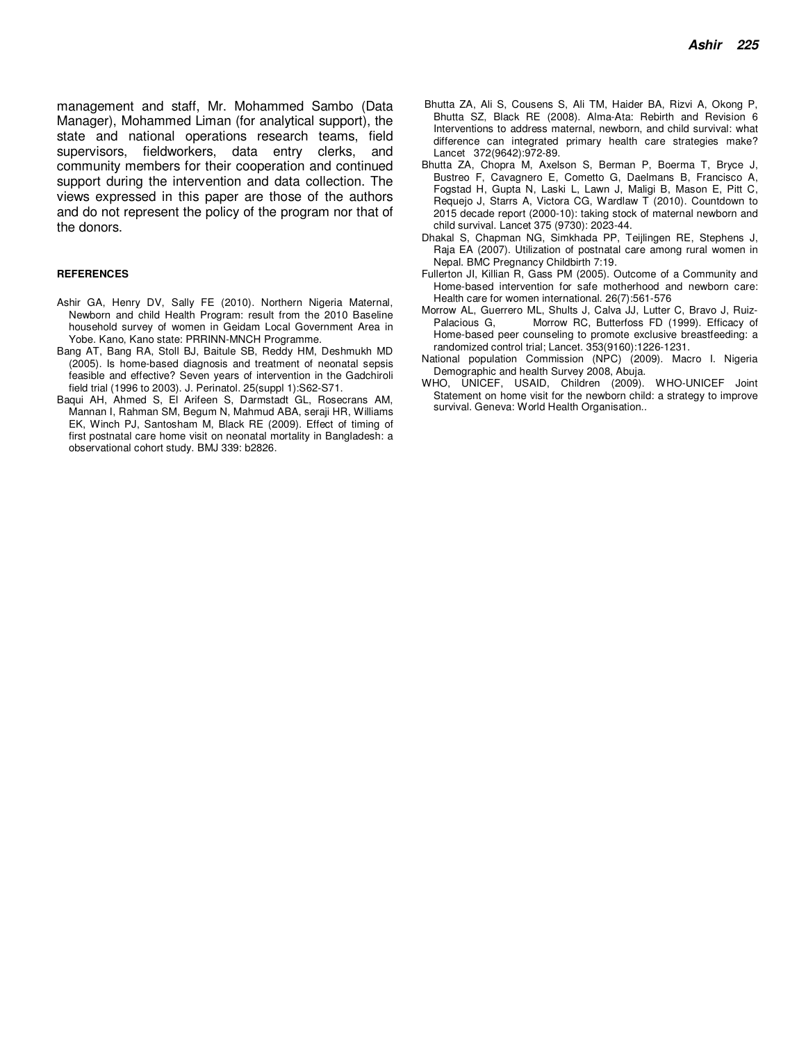management and staff, Mr. Mohammed Sambo (Data Manager), Mohammed Liman (for analytical support), the state and national operations research teams, field supervisors, fieldworkers, data entry clerks, and community members for their cooperation and continued support during the intervention and data collection. The views expressed in this paper are those of the authors and do not represent the policy of the program nor that of the donors.

**REFERENCES**

Ashir GA, Henry DV, Sally FE (2010). Northern Nigeria Maternal, Newborn and child Health Program: result from the 2010 Baseline household survey of women in Geidam Local Government Area in Yobe. Kano, Kano state: PRRINN-MNCH Programme.

Bang AT, Bang RA, Stoll BJ, Baitule SB, Reddy HM, Deshmukh MD (2005). Is home-based diagnosis and treatment of neonatal sepsis feasible and effective? Seven years of intervention in the Gadchiroli field trial (1996 to 2003). J. Perinatol. 25(suppl 1):S62-S71.

Baqui AH, Ahmed S, El Arifeen S, Darmstadt GL, Rosecrans AM, Mannan I, Rahman SM, Begum N, Mahmud ABA, seraji HR, Williams EK, Winch PJ, Santosham M, Black RE (2009). Effect of timing of first postnatal care home visit on neonatal mortality in Bangladesh: a observational cohort study. BMJ 339: b2826.

Bhutta ZA, Ali S, Cousens S, Ali TM, Haider BA, Rizvi A, Okong P, Bhutta SZ, Black RE (2008). Alma-Ata: Rebirth and Revision 6 Interventions to address maternal, newborn, and child survival: what difference can integrated primary health care strategies make? Lancet 372(9642):972-89.

Bhutta ZA, Chopra M, Axelson S, Berman P, Boerma T, Bryce J, Bustreo F, Cavagnero E, Cometto G, Daelmans B, Francisco A, Fogstad H, Gupta N, Laski L, Lawn J, Maligi B, Mason E, Pitt C, Requejo J, Starrs A, Victora CG, Wardlaw T (2010). Countdown to 2015 decade report (2000-10): taking stock of maternal newborn and child survival. Lancet 375 (9730): 2023-44.

Dhakal S, Chapman NG, Simkhada PP, Teijlingen RE, Stephens J, Raja EA (2007). Utilization of postnatal care among rural women in Nepal. BMC Pregnancy Childbirth 7:19.

Fullerton JI, Killian R, Gass PM (2005). Outcome of a Community and Home-based intervention for safe motherhood and newborn care: Health care for women international. 26(7):561-576

Morrow AL, Guerrero ML, Shults J, Calva JJ, Lutter C, Bravo J, Ruiz-Palacious G, Morrow RC, Butterfoss FD (1999). Efficacy of Home-based peer counseling to promote exclusive breastfeeding: a randomized control trial; Lancet. 353(9160):1226-1231.

National population Commission (NPC) (2009). Macro I. Nigeria Demographic and health Survey 2008, Abuja.

WHO, UNICEF, USAID, Children (2009). WHO-UNICEF Joint Statement on home visit for the newborn child: a strategy to improve survival. Geneva: World Health Organisation..